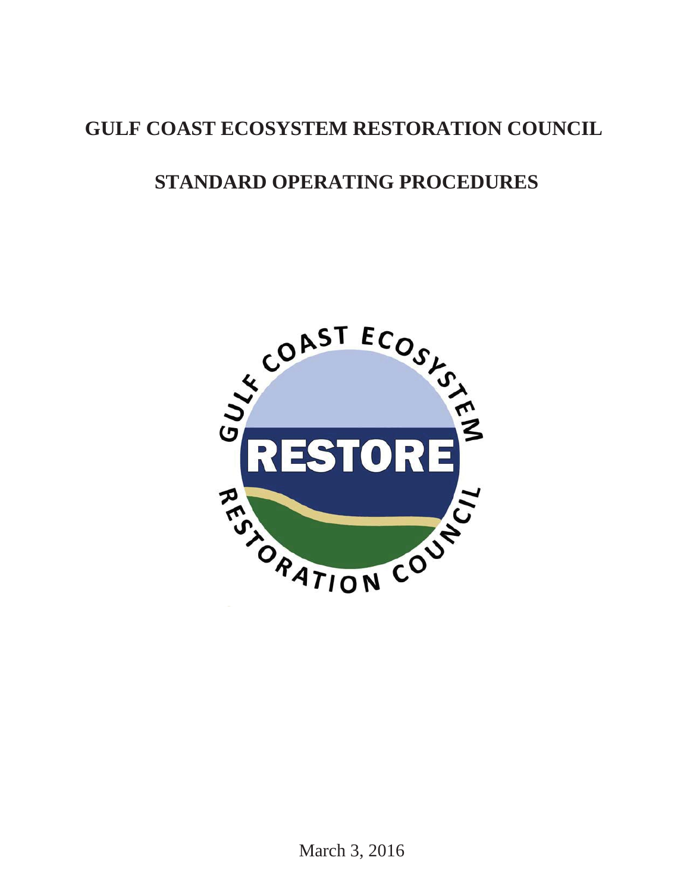# GULF COAST ECOSYSTEM RESTORATION COUNCIL

# STANDARD OPERATING PROCEDURES

March 3, 2016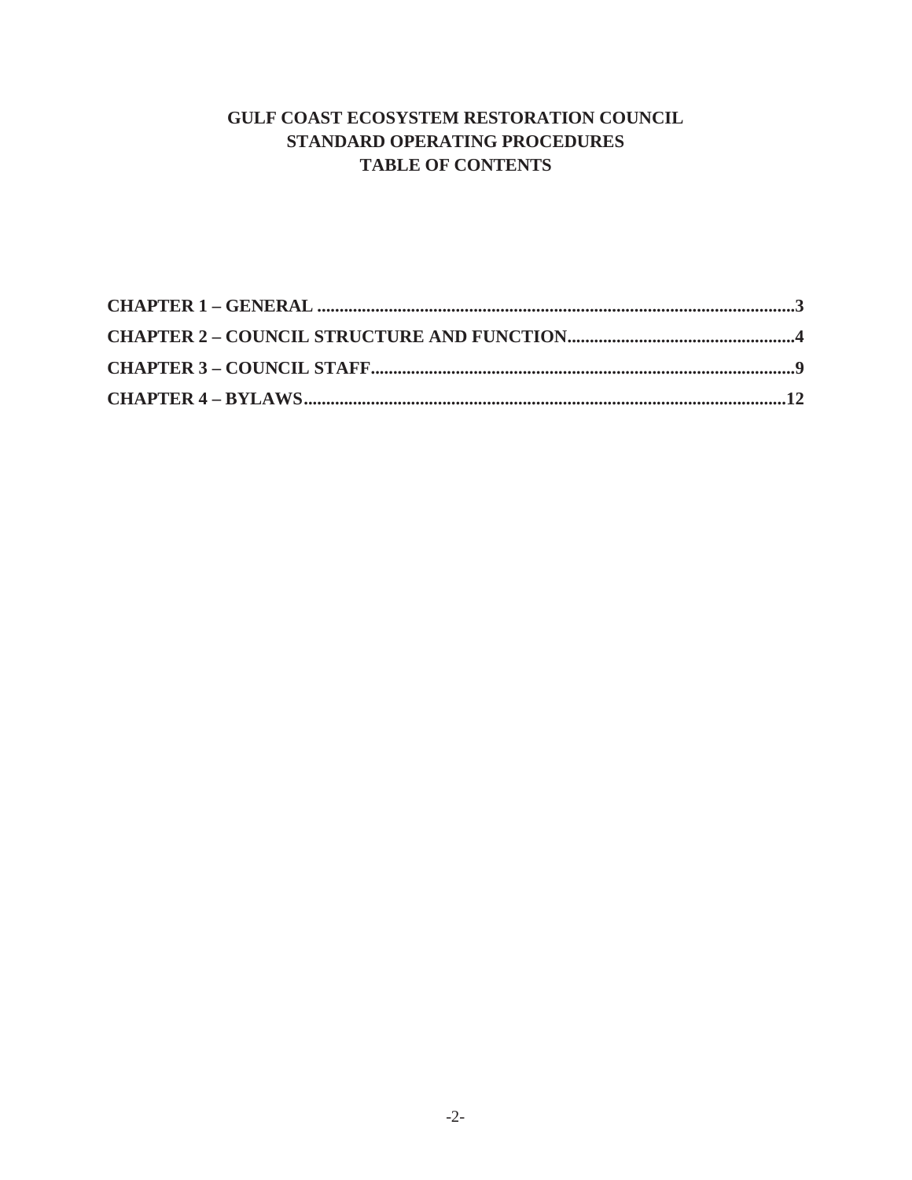# GULF COAST ECOSYSTEM RESTORATION COUNCIL
# STANDARD OPERATING PROCEDURES
# TABLE OF CONTENTS

**CHAPTER 1 – GENERAL ..........................................................................................................3**

**CHAPTER 2 – COUNCIL STRUCTURE AND FUNCTION...................................................4**

**CHAPTER 3 – COUNCIL STAFF..............................................................................................9**

**CHAPTER 4 – BYLAWS...........................................................................................................12**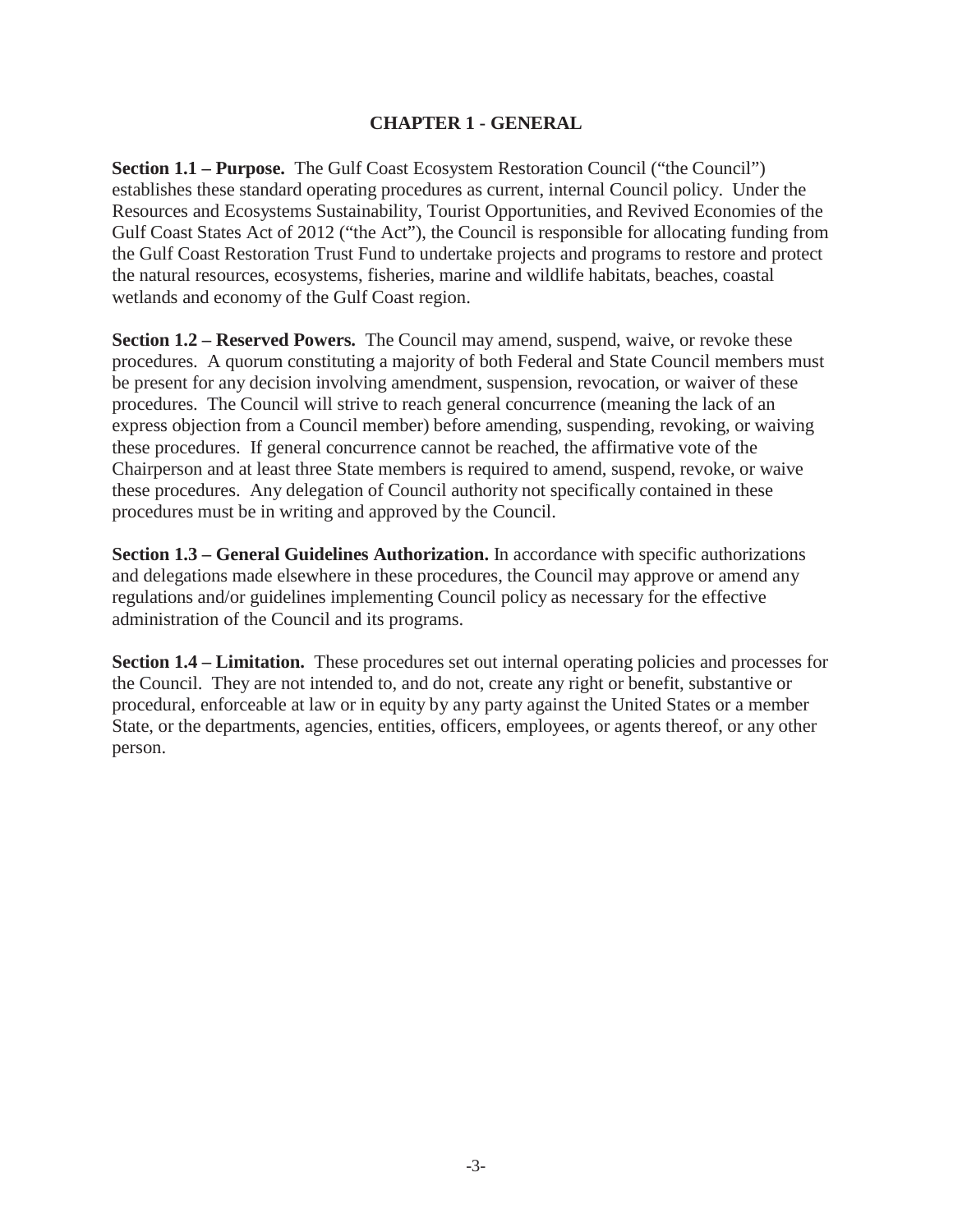# CHAPTER 1 - GENERAL

**Section 1.1 – Purpose.** The Gulf Coast Ecosystem Restoration Council ("the Council") establishes these standard operating procedures as current, internal Council policy. Under the Resources and Ecosystems Sustainability, Tourist Opportunities, and Revived Economies of the Gulf Coast States Act of 2012 ("the Act"), the Council is responsible for allocating funding from the Gulf Coast Restoration Trust Fund to undertake projects and programs to restore and protect the natural resources, ecosystems, fisheries, marine and wildlife habitats, beaches, coastal wetlands and economy of the Gulf Coast region.

**Section 1.2 – Reserved Powers.** The Council may amend, suspend, waive, or revoke these procedures. A quorum constituting a majority of both Federal and State Council members must be present for any decision involving amendment, suspension, revocation, or waiver of these procedures. The Council will strive to reach general concurrence (meaning the lack of an express objection from a Council member) before amending, suspending, revoking, or waiving these procedures. If general concurrence cannot be reached, the affirmative vote of the Chairperson and at least three State members is required to amend, suspend, revoke, or waive these procedures. Any delegation of Council authority not specifically contained in these procedures must be in writing and approved by the Council.

**Section 1.3 – General Guidelines Authorization.** In accordance with specific authorizations and delegations made elsewhere in these procedures, the Council may approve or amend any regulations and/or guidelines implementing Council policy as necessary for the effective administration of the Council and its programs.

**Section 1.4 – Limitation.** These procedures set out internal operating policies and processes for the Council. They are not intended to, and do not, create any right or benefit, substantive or procedural, enforceable at law or in equity by any party against the United States or a member State, or the departments, agencies, entities, officers, employees, or agents thereof, or any other person.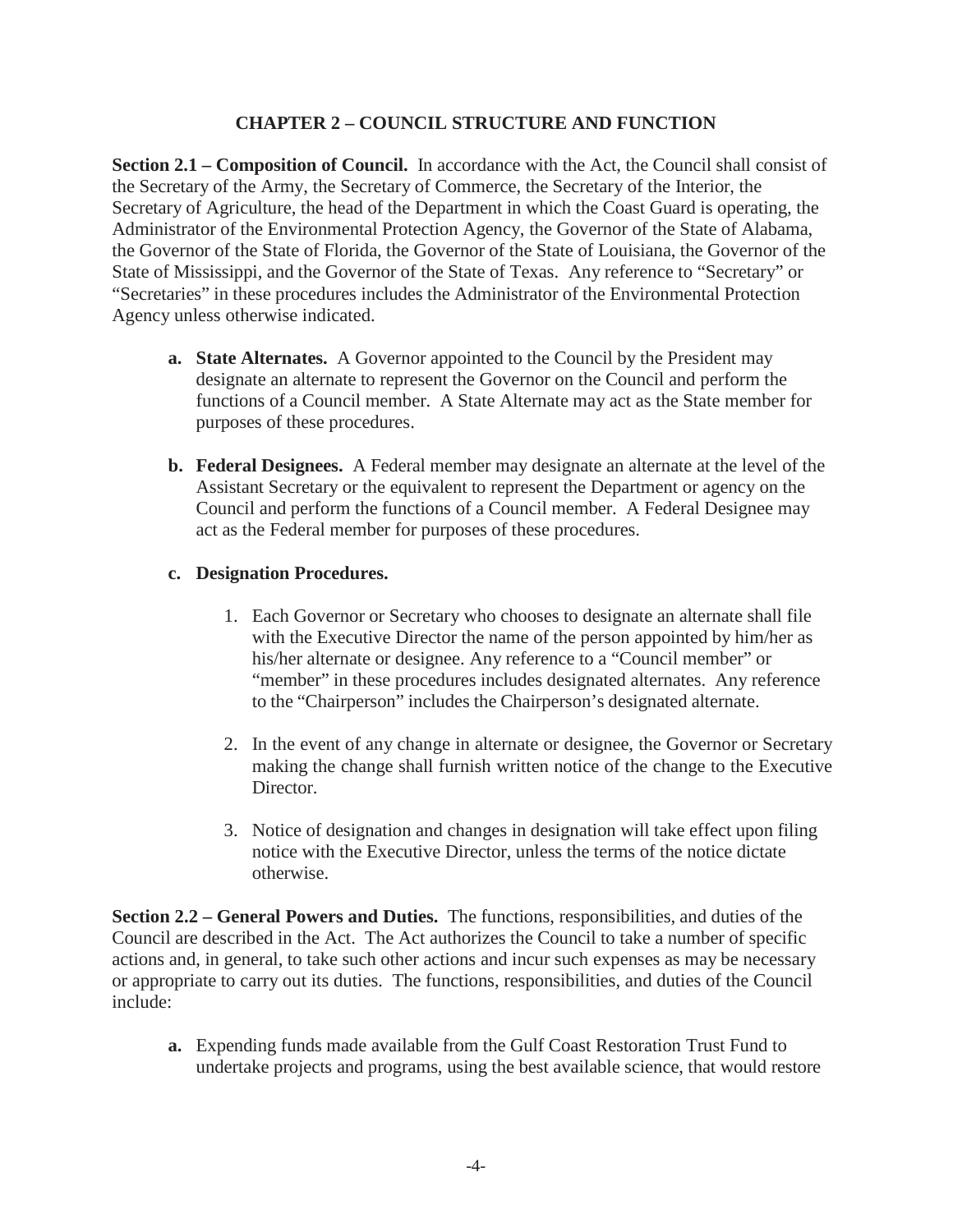## CHAPTER 2 – COUNCIL STRUCTURE AND FUNCTION

**Section 2.1 – Composition of Council.** In accordance with the Act, the Council shall consist of the Secretary of the Army, the Secretary of Commerce, the Secretary of the Interior, the Secretary of Agriculture, the head of the Department in which the Coast Guard is operating, the Administrator of the Environmental Protection Agency, the Governor of the State of Alabama, the Governor of the State of Florida, the Governor of the State of Louisiana, the Governor of the State of Mississippi, and the Governor of the State of Texas. Any reference to "Secretary" or "Secretaries" in these procedures includes the Administrator of the Environmental Protection Agency unless otherwise indicated.

- **a. State Alternates.** A Governor appointed to the Council by the President may designate an alternate to represent the Governor on the Council and perform the functions of a Council member. A State Alternate may act as the State member for purposes of these procedures.

- **b. Federal Designees.** A Federal member may designate an alternate at the level of the Assistant Secretary or the equivalent to represent the Department or agency on the Council and perform the functions of a Council member. A Federal Designee may act as the Federal member for purposes of these procedures.

- **c. Designation Procedures.**

    1. Each Governor or Secretary who chooses to designate an alternate shall file with the Executive Director the name of the person appointed by him/her as his/her alternate or designee. Any reference to a "Council member" or "member" in these procedures includes designated alternates. Any reference to the "Chairperson" includes the Chairperson's designated alternate.

    2. In the event of any change in alternate or designee, the Governor or Secretary making the change shall furnish written notice of the change to the Executive Director.

    3. Notice of designation and changes in designation will take effect upon filing notice with the Executive Director, unless the terms of the notice dictate otherwise.

**Section 2.2 – General Powers and Duties.** The functions, responsibilities, and duties of the Council are described in the Act. The Act authorizes the Council to take a number of specific actions and, in general, to take such other actions and incur such expenses as may be necessary or appropriate to carry out its duties. The functions, responsibilities, and duties of the Council include:

- **a.** Expending funds made available from the Gulf Coast Restoration Trust Fund to undertake projects and programs, using the best available science, that would restore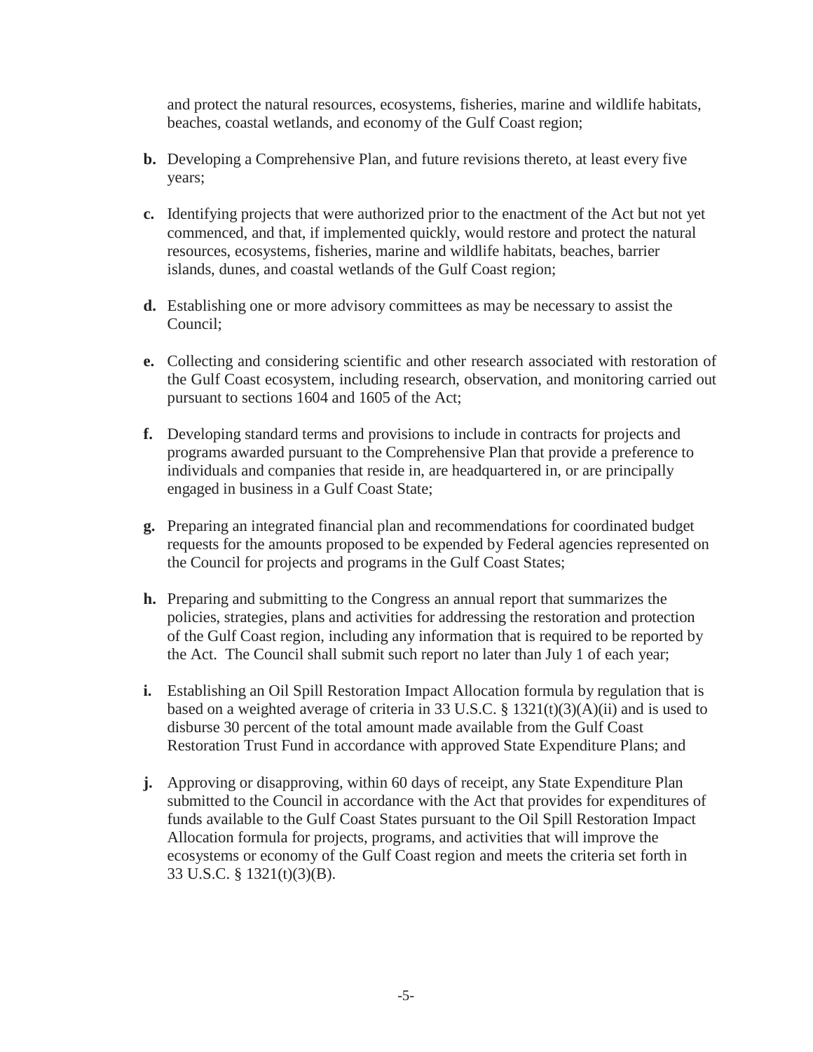and protect the natural resources, ecosystems, fisheries, marine and wildlife habitats, beaches, coastal wetlands, and economy of the Gulf Coast region;

**b.** Developing a Comprehensive Plan, and future revisions thereto, at least every five years;

**c.** Identifying projects that were authorized prior to the enactment of the Act but not yet commenced, and that, if implemented quickly, would restore and protect the natural resources, ecosystems, fisheries, marine and wildlife habitats, beaches, barrier islands, dunes, and coastal wetlands of the Gulf Coast region;

**d.** Establishing one or more advisory committees as may be necessary to assist the Council;

**e.** Collecting and considering scientific and other research associated with restoration of the Gulf Coast ecosystem, including research, observation, and monitoring carried out pursuant to sections 1604 and 1605 of the Act;

**f.** Developing standard terms and provisions to include in contracts for projects and programs awarded pursuant to the Comprehensive Plan that provide a preference to individuals and companies that reside in, are headquartered in, or are principally engaged in business in a Gulf Coast State;

**g.** Preparing an integrated financial plan and recommendations for coordinated budget requests for the amounts proposed to be expended by Federal agencies represented on the Council for projects and programs in the Gulf Coast States;

**h.** Preparing and submitting to the Congress an annual report that summarizes the policies, strategies, plans and activities for addressing the restoration and protection of the Gulf Coast region, including any information that is required to be reported by the Act. The Council shall submit such report no later than July 1 of each year;

**i.** Establishing an Oil Spill Restoration Impact Allocation formula by regulation that is based on a weighted average of criteria in 33 U.S.C. § 1321(t)(3)(A)(ii) and is used to disburse 30 percent of the total amount made available from the Gulf Coast Restoration Trust Fund in accordance with approved State Expenditure Plans; and

**j.** Approving or disapproving, within 60 days of receipt, any State Expenditure Plan submitted to the Council in accordance with the Act that provides for expenditures of funds available to the Gulf Coast States pursuant to the Oil Spill Restoration Impact Allocation formula for projects, programs, and activities that will improve the ecosystems or economy of the Gulf Coast region and meets the criteria set forth in 33 U.S.C. § 1321(t)(3)(B).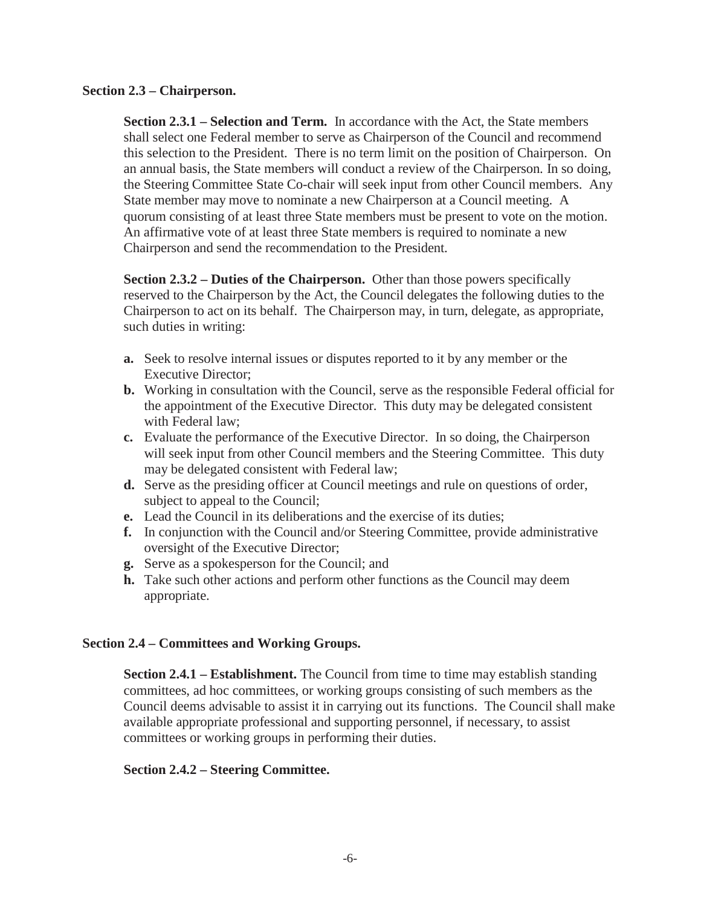**Section 2.3 – Chairperson.**

**Section 2.3.1 – Selection and Term.** In accordance with the Act, the State members shall select one Federal member to serve as Chairperson of the Council and recommend this selection to the President. There is no term limit on the position of Chairperson. On an annual basis, the State members will conduct a review of the Chairperson. In so doing, the Steering Committee State Co-chair will seek input from other Council members. Any State member may move to nominate a new Chairperson at a Council meeting. A quorum consisting of at least three State members must be present to vote on the motion. An affirmative vote of at least three State members is required to nominate a new Chairperson and send the recommendation to the President.

**Section 2.3.2 – Duties of the Chairperson.** Other than those powers specifically reserved to the Chairperson by the Act, the Council delegates the following duties to the Chairperson to act on its behalf. The Chairperson may, in turn, delegate, as appropriate, such duties in writing:

- **a.** Seek to resolve internal issues or disputes reported to it by any member or the Executive Director;
- **b.** Working in consultation with the Council, serve as the responsible Federal official for the appointment of the Executive Director. This duty may be delegated consistent with Federal law;
- **c.** Evaluate the performance of the Executive Director. In so doing, the Chairperson will seek input from other Council members and the Steering Committee. This duty may be delegated consistent with Federal law;
- **d.** Serve as the presiding officer at Council meetings and rule on questions of order, subject to appeal to the Council;
- **e.** Lead the Council in its deliberations and the exercise of its duties;
- **f.** In conjunction with the Council and/or Steering Committee, provide administrative oversight of the Executive Director;
- **g.** Serve as a spokesperson for the Council; and
- **h.** Take such other actions and perform other functions as the Council may deem appropriate.

**Section 2.4 – Committees and Working Groups.**

**Section 2.4.1 – Establishment.** The Council from time to time may establish standing committees, ad hoc committees, or working groups consisting of such members as the Council deems advisable to assist it in carrying out its functions. The Council shall make available appropriate professional and supporting personnel, if necessary, to assist committees or working groups in performing their duties.

**Section 2.4.2 – Steering Committee.**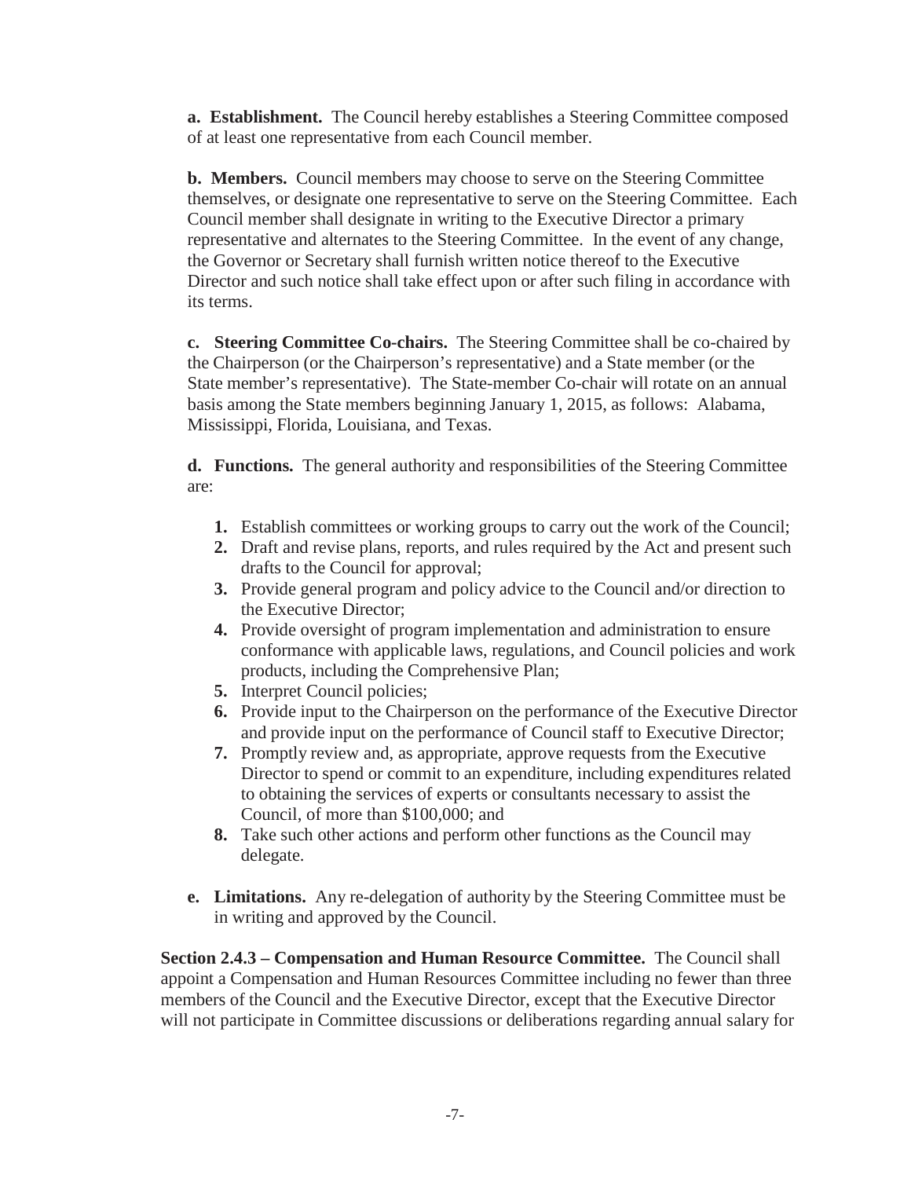**a. Establishment.** The Council hereby establishes a Steering Committee composed of at least one representative from each Council member.

**b. Members.** Council members may choose to serve on the Steering Committee themselves, or designate one representative to serve on the Steering Committee. Each Council member shall designate in writing to the Executive Director a primary representative and alternates to the Steering Committee. In the event of any change, the Governor or Secretary shall furnish written notice thereof to the Executive Director and such notice shall take effect upon or after such filing in accordance with its terms.

**c. Steering Committee Co-chairs.** The Steering Committee shall be co-chaired by the Chairperson (or the Chairperson's representative) and a State member (or the State member's representative). The State-member Co-chair will rotate on an annual basis among the State members beginning January 1, 2015, as follows: Alabama, Mississippi, Florida, Louisiana, and Texas.

**d. Functions.** The general authority and responsibilities of the Steering Committee are:

1. Establish committees or working groups to carry out the work of the Council;
2. Draft and revise plans, reports, and rules required by the Act and present such drafts to the Council for approval;
3. Provide general program and policy advice to the Council and/or direction to the Executive Director;
4. Provide oversight of program implementation and administration to ensure conformance with applicable laws, regulations, and Council policies and work products, including the Comprehensive Plan;
5. Interpret Council policies;
6. Provide input to the Chairperson on the performance of the Executive Director and provide input on the performance of Council staff to Executive Director;
7. Promptly review and, as appropriate, approve requests from the Executive Director to spend or commit to an expenditure, including expenditures related to obtaining the services of experts or consultants necessary to assist the Council, of more than $100,000; and
8. Take such other actions and perform other functions as the Council may delegate.

**e. Limitations.** Any re-delegation of authority by the Steering Committee must be in writing and approved by the Council.

**Section 2.4.3 – Compensation and Human Resource Committee.** The Council shall appoint a Compensation and Human Resources Committee including no fewer than three members of the Council and the Executive Director, except that the Executive Director will not participate in Committee discussions or deliberations regarding annual salary for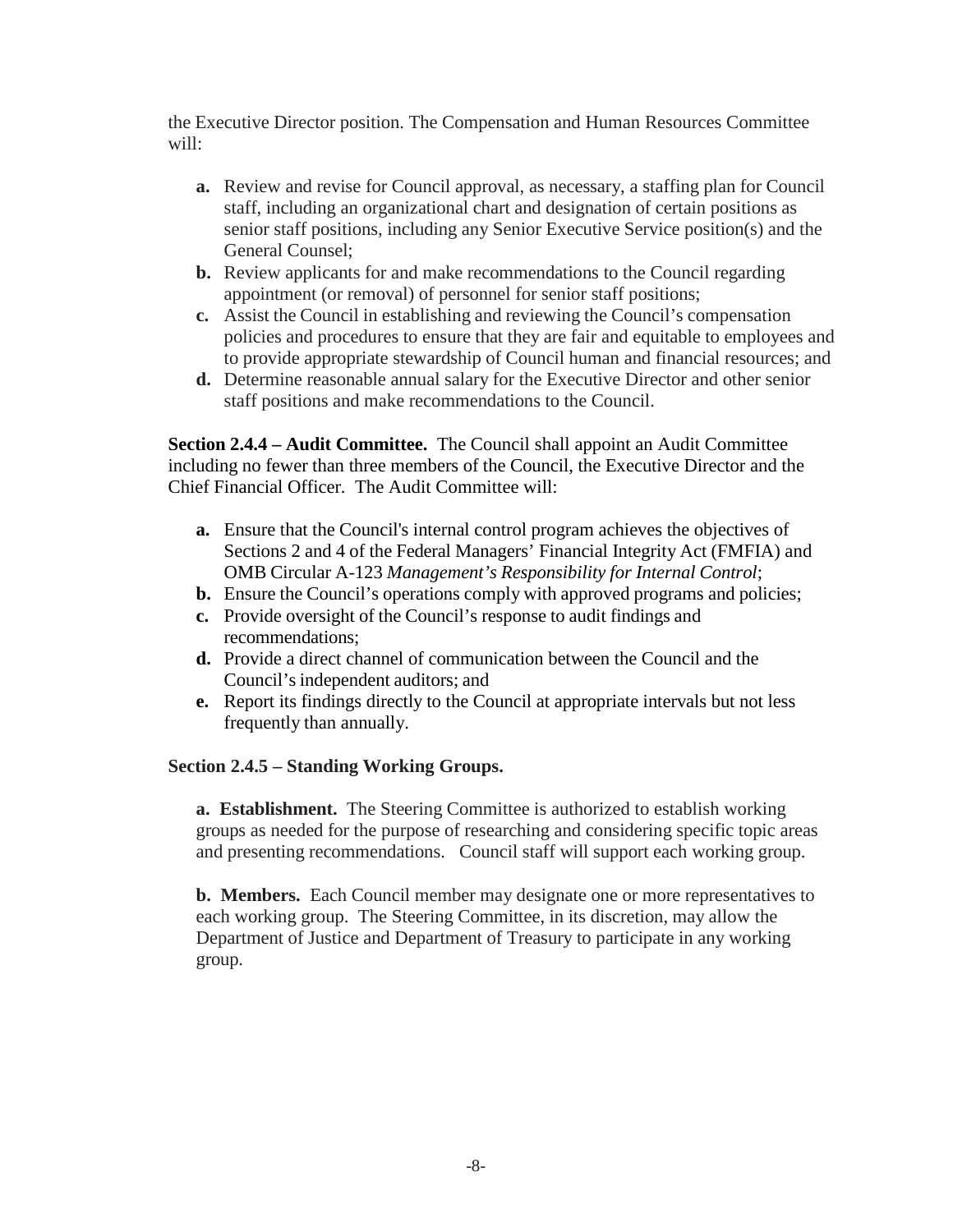the Executive Director position. The Compensation and Human Resources Committee will:

- **a.** Review and revise for Council approval, as necessary, a staffing plan for Council staff, including an organizational chart and designation of certain positions as senior staff positions, including any Senior Executive Service position(s) and the General Counsel;
- **b.** Review applicants for and make recommendations to the Council regarding appointment (or removal) of personnel for senior staff positions;
- **c.** Assist the Council in establishing and reviewing the Council's compensation policies and procedures to ensure that they are fair and equitable to employees and to provide appropriate stewardship of Council human and financial resources; and
- **d.** Determine reasonable annual salary for the Executive Director and other senior staff positions and make recommendations to the Council.

**Section 2.4.4 – Audit Committee.** The Council shall appoint an Audit Committee including no fewer than three members of the Council, the Executive Director and the Chief Financial Officer. The Audit Committee will:

- **a.** Ensure that the Council's internal control program achieves the objectives of Sections 2 and 4 of the Federal Managers' Financial Integrity Act (FMFIA) and OMB Circular A-123 *Management's Responsibility for Internal Control*;
- **b.** Ensure the Council's operations comply with approved programs and policies;
- **c.** Provide oversight of the Council's response to audit findings and recommendations;
- **d.** Provide a direct channel of communication between the Council and the Council's independent auditors; and
- **e.** Report its findings directly to the Council at appropriate intervals but not less frequently than annually.

**Section 2.4.5 – Standing Working Groups.**

**a. Establishment.** The Steering Committee is authorized to establish working groups as needed for the purpose of researching and considering specific topic areas and presenting recommendations. Council staff will support each working group.

**b. Members.** Each Council member may designate one or more representatives to each working group. The Steering Committee, in its discretion, may allow the Department of Justice and Department of Treasury to participate in any working group.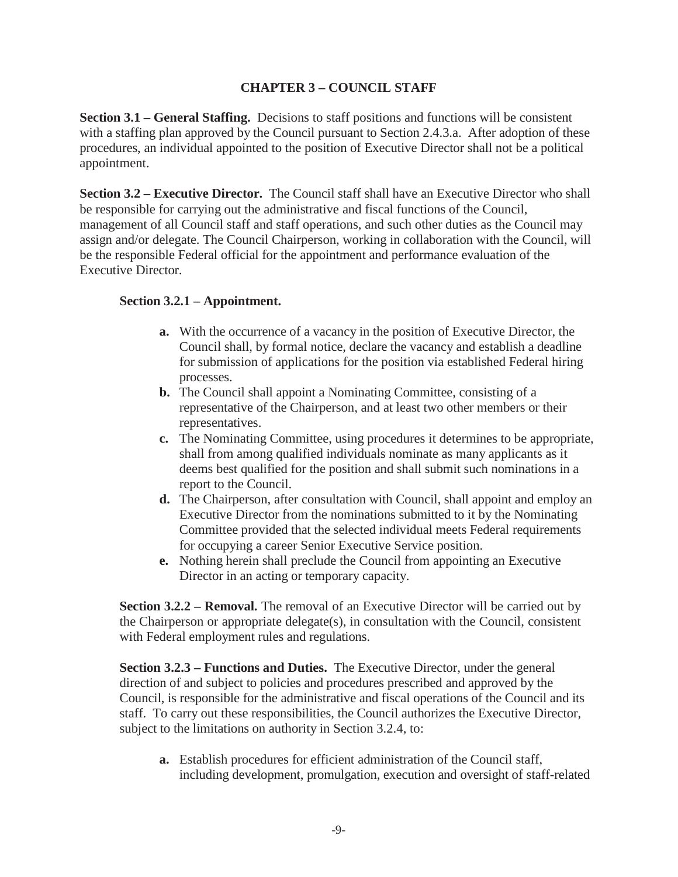## CHAPTER 3 – COUNCIL STAFF

**Section 3.1 – General Staffing.** Decisions to staff positions and functions will be consistent with a staffing plan approved by the Council pursuant to Section 2.4.3.a. After adoption of these procedures, an individual appointed to the position of Executive Director shall not be a political appointment.

**Section 3.2 – Executive Director.** The Council staff shall have an Executive Director who shall be responsible for carrying out the administrative and fiscal functions of the Council, management of all Council staff and staff operations, and such other duties as the Council may assign and/or delegate. The Council Chairperson, working in collaboration with the Council, will be the responsible Federal official for the appointment and performance evaluation of the Executive Director.

**Section 3.2.1 – Appointment.**

- **a.** With the occurrence of a vacancy in the position of Executive Director, the Council shall, by formal notice, declare the vacancy and establish a deadline for submission of applications for the position via established Federal hiring processes.
- **b.** The Council shall appoint a Nominating Committee, consisting of a representative of the Chairperson, and at least two other members or their representatives.
- **c.** The Nominating Committee, using procedures it determines to be appropriate, shall from among qualified individuals nominate as many applicants as it deems best qualified for the position and shall submit such nominations in a report to the Council.
- **d.** The Chairperson, after consultation with Council, shall appoint and employ an Executive Director from the nominations submitted to it by the Nominating Committee provided that the selected individual meets Federal requirements for occupying a career Senior Executive Service position.
- **e.** Nothing herein shall preclude the Council from appointing an Executive Director in an acting or temporary capacity.

**Section 3.2.2 – Removal.** The removal of an Executive Director will be carried out by the Chairperson or appropriate delegate(s), in consultation with the Council, consistent with Federal employment rules and regulations.

**Section 3.2.3 – Functions and Duties.** The Executive Director, under the general direction of and subject to policies and procedures prescribed and approved by the Council, is responsible for the administrative and fiscal operations of the Council and its staff. To carry out these responsibilities, the Council authorizes the Executive Director, subject to the limitations on authority in Section 3.2.4, to:

- **a.** Establish procedures for efficient administration of the Council staff, including development, promulgation, execution and oversight of staff-related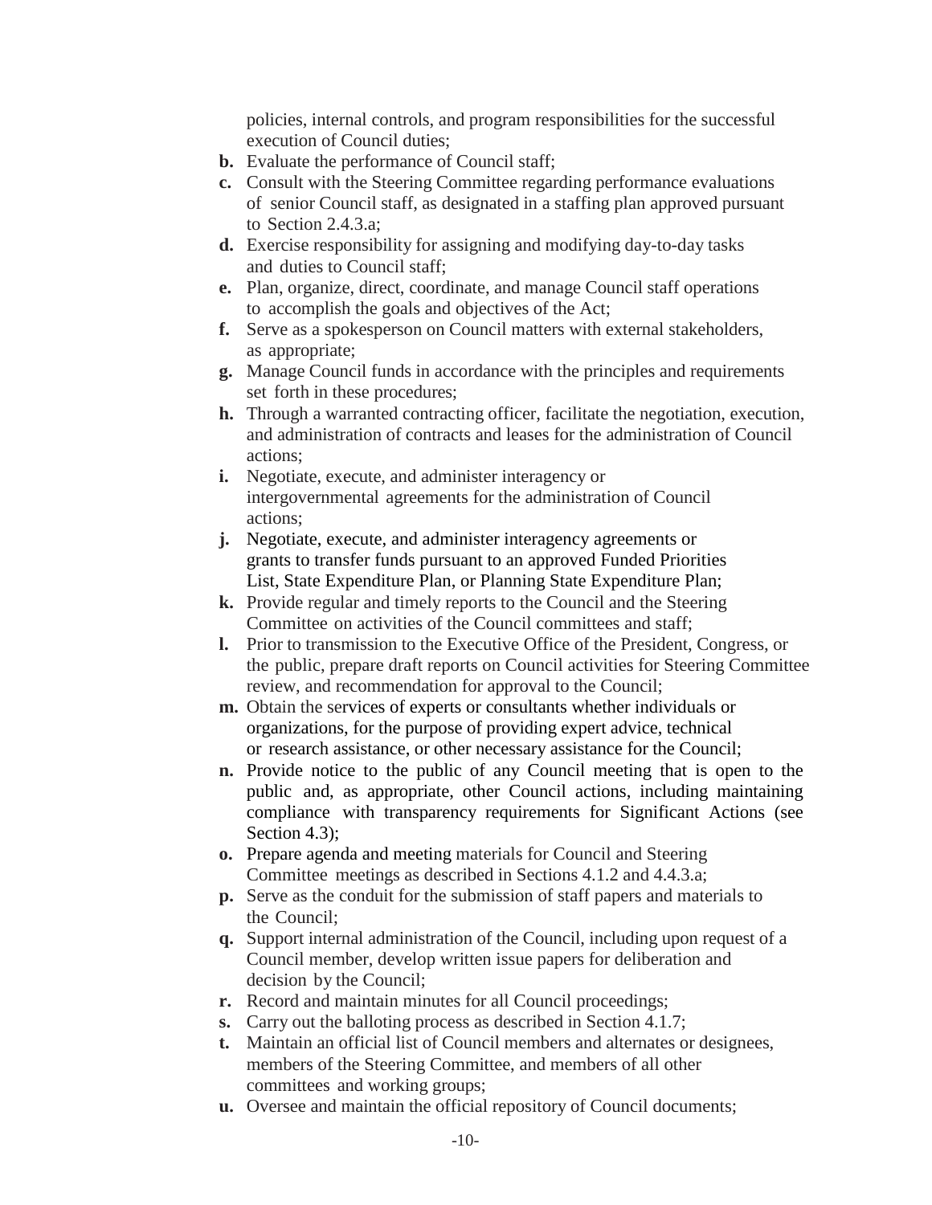policies, internal controls, and program responsibilities for the successful execution of Council duties;

- **b.** Evaluate the performance of Council staff;
- **c.** Consult with the Steering Committee regarding performance evaluations of senior Council staff, as designated in a staffing plan approved pursuant to Section 2.4.3.a;
- **d.** Exercise responsibility for assigning and modifying day-to-day tasks and duties to Council staff;
- **e.** Plan, organize, direct, coordinate, and manage Council staff operations to accomplish the goals and objectives of the Act;
- **f.** Serve as a spokesperson on Council matters with external stakeholders, as appropriate;
- **g.** Manage Council funds in accordance with the principles and requirements set forth in these procedures;
- **h.** Through a warranted contracting officer, facilitate the negotiation, execution, and administration of contracts and leases for the administration of Council actions;
- **i.** Negotiate, execute, and administer interagency or intergovernmental agreements for the administration of Council actions;
- **j.** Negotiate, execute, and administer interagency agreements or grants to transfer funds pursuant to an approved Funded Priorities List, State Expenditure Plan, or Planning State Expenditure Plan;
- **k.** Provide regular and timely reports to the Council and the Steering Committee on activities of the Council committees and staff;
- **l.** Prior to transmission to the Executive Office of the President, Congress, or the public, prepare draft reports on Council activities for Steering Committee review, and recommendation for approval to the Council;
- **m.** Obtain the services of experts or consultants whether individuals or organizations, for the purpose of providing expert advice, technical or research assistance, or other necessary assistance for the Council;
- **n.** Provide notice to the public of any Council meeting that is open to the public and, as appropriate, other Council actions, including maintaining compliance with transparency requirements for Significant Actions (see Section 4.3);
- **o.** Prepare agenda and meeting materials for Council and Steering Committee meetings as described in Sections 4.1.2 and 4.4.3.a;
- **p.** Serve as the conduit for the submission of staff papers and materials to the Council;
- **q.** Support internal administration of the Council, including upon request of a Council member, develop written issue papers for deliberation and decision by the Council;
- **r.** Record and maintain minutes for all Council proceedings;
- **s.** Carry out the balloting process as described in Section 4.1.7;
- **t.** Maintain an official list of Council members and alternates or designees, members of the Steering Committee, and members of all other committees and working groups;
- **u.** Oversee and maintain the official repository of Council documents;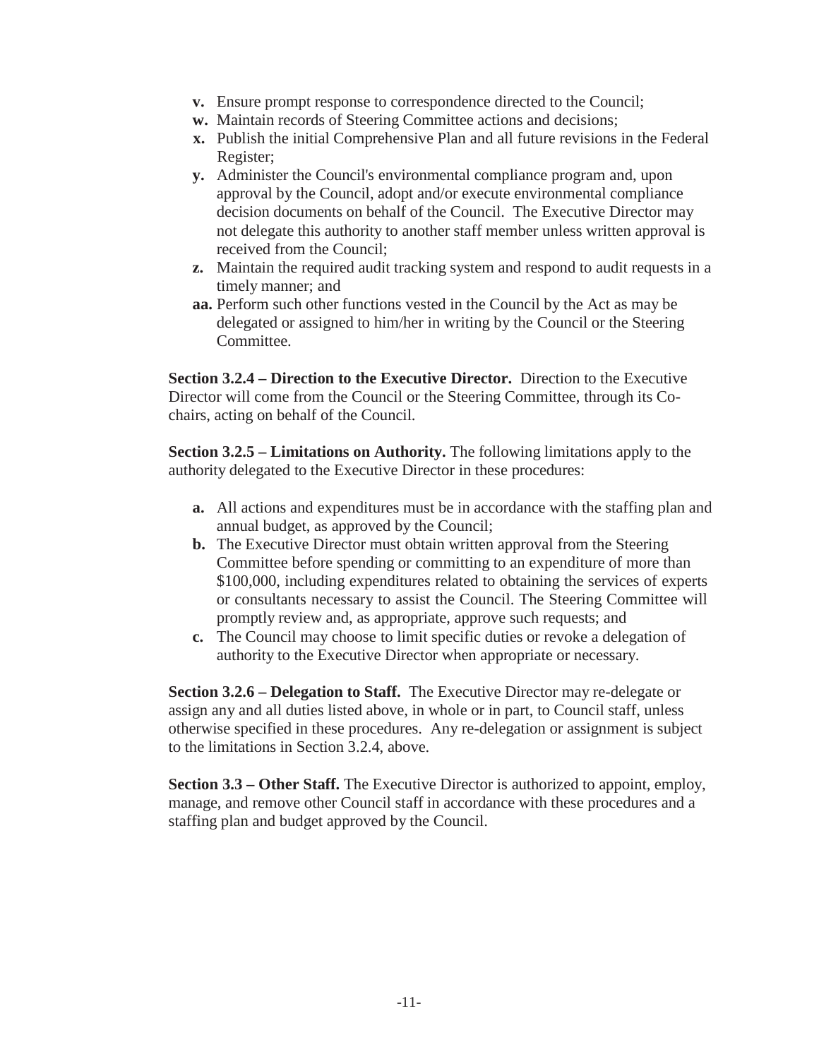- **v.** Ensure prompt response to correspondence directed to the Council;
- **w.** Maintain records of Steering Committee actions and decisions;
- **x.** Publish the initial Comprehensive Plan and all future revisions in the Federal Register;
- **y.** Administer the Council's environmental compliance program and, upon approval by the Council, adopt and/or execute environmental compliance decision documents on behalf of the Council. The Executive Director may not delegate this authority to another staff member unless written approval is received from the Council;
- **z.** Maintain the required audit tracking system and respond to audit requests in a timely manner; and
- **aa.** Perform such other functions vested in the Council by the Act as may be delegated or assigned to him/her in writing by the Council or the Steering Committee.

**Section 3.2.4 – Direction to the Executive Director.** Direction to the Executive Director will come from the Council or the Steering Committee, through its Co-chairs, acting on behalf of the Council.

**Section 3.2.5 – Limitations on Authority.** The following limitations apply to the authority delegated to the Executive Director in these procedures:

- **a.** All actions and expenditures must be in accordance with the staffing plan and annual budget, as approved by the Council;
- **b.** The Executive Director must obtain written approval from the Steering Committee before spending or committing to an expenditure of more than $100,000, including expenditures related to obtaining the services of experts or consultants necessary to assist the Council. The Steering Committee will promptly review and, as appropriate, approve such requests; and
- **c.** The Council may choose to limit specific duties or revoke a delegation of authority to the Executive Director when appropriate or necessary.

**Section 3.2.6 – Delegation to Staff.** The Executive Director may re-delegate or assign any and all duties listed above, in whole or in part, to Council staff, unless otherwise specified in these procedures. Any re-delegation or assignment is subject to the limitations in Section 3.2.4, above.

**Section 3.3 – Other Staff.** The Executive Director is authorized to appoint, employ, manage, and remove other Council staff in accordance with these procedures and a staffing plan and budget approved by the Council.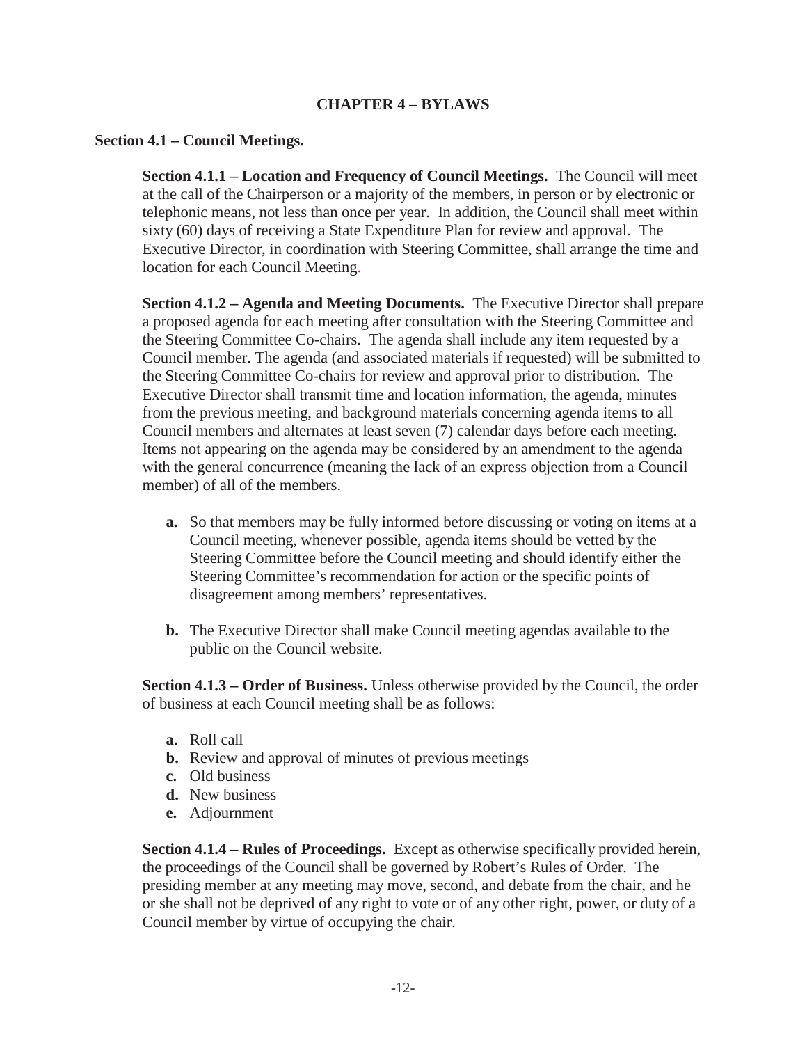# CHAPTER 4 – BYLAWS

## Section 4.1 – Council Meetings.

**Section 4.1.1 – Location and Frequency of Council Meetings.** The Council will meet at the call of the Chairperson or a majority of the members, in person or by electronic or telephonic means, not less than once per year. In addition, the Council shall meet within sixty (60) days of receiving a State Expenditure Plan for review and approval. The Executive Director, in coordination with Steering Committee, shall arrange the time and location for each Council Meeting.

**Section 4.1.2 – Agenda and Meeting Documents.** The Executive Director shall prepare a proposed agenda for each meeting after consultation with the Steering Committee and the Steering Committee Co-chairs. The agenda shall include any item requested by a Council member. The agenda (and associated materials if requested) will be submitted to the Steering Committee Co-chairs for review and approval prior to distribution. The Executive Director shall transmit time and location information, the agenda, minutes from the previous meeting, and background materials concerning agenda items to all Council members and alternates at least seven (7) calendar days before each meeting. Items not appearing on the agenda may be considered by an amendment to the agenda with the general concurrence (meaning the lack of an express objection from a Council member) of all of the members.

- **a.** So that members may be fully informed before discussing or voting on items at a Council meeting, whenever possible, agenda items should be vetted by the Steering Committee before the Council meeting and should identify either the Steering Committee's recommendation for action or the specific points of disagreement among members' representatives.
- **b.** The Executive Director shall make Council meeting agendas available to the public on the Council website.

**Section 4.1.3 – Order of Business.** Unless otherwise provided by the Council, the order of business at each Council meeting shall be as follows:

- **a.** Roll call
- **b.** Review and approval of minutes of previous meetings
- **c.** Old business
- **d.** New business
- **e.** Adjournment

**Section 4.1.4 – Rules of Proceedings.** Except as otherwise specifically provided herein, the proceedings of the Council shall be governed by Robert's Rules of Order. The presiding member at any meeting may move, second, and debate from the chair, and he or she shall not be deprived of any right to vote or of any other right, power, or duty of a Council member by virtue of occupying the chair.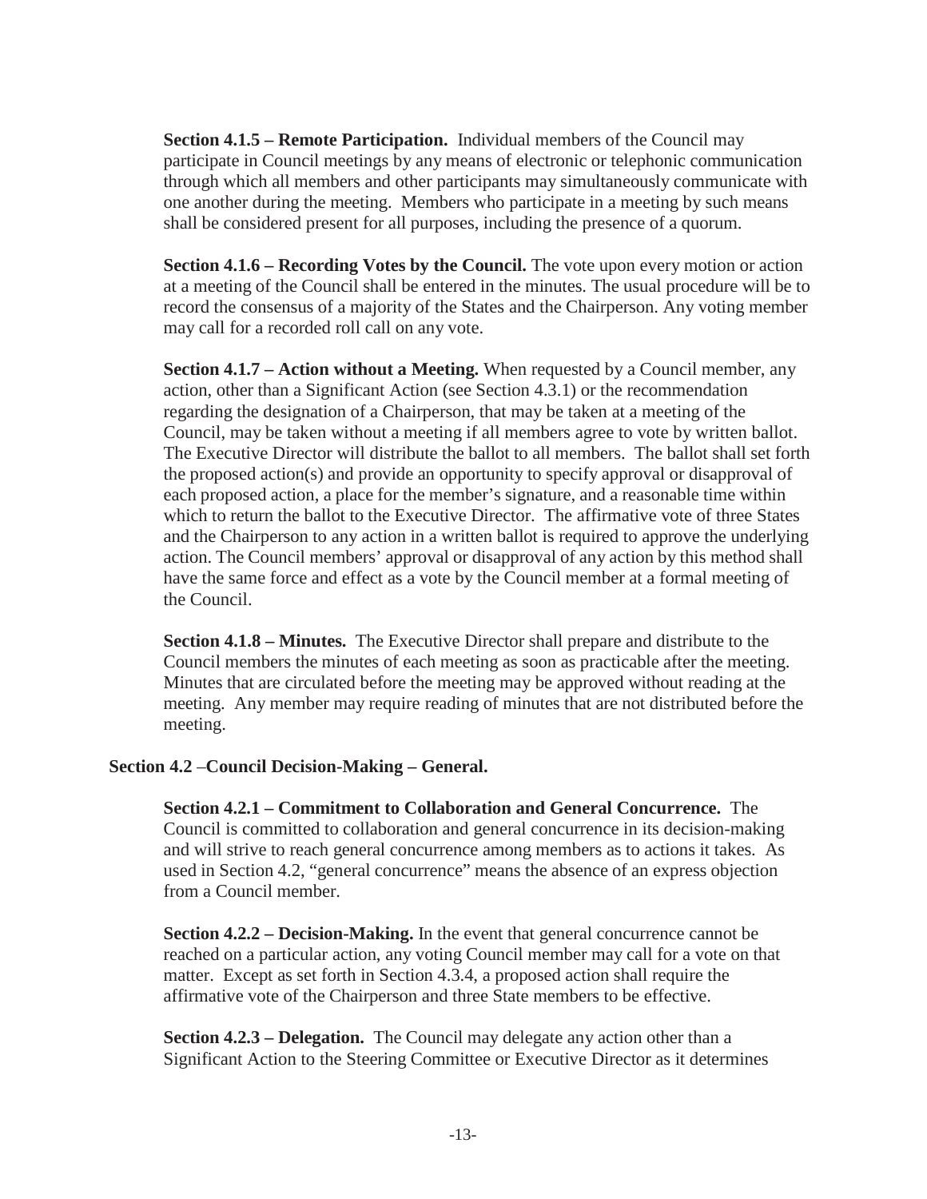**Section 4.1.5 – Remote Participation.** Individual members of the Council may participate in Council meetings by any means of electronic or telephonic communication through which all members and other participants may simultaneously communicate with one another during the meeting. Members who participate in a meeting by such means shall be considered present for all purposes, including the presence of a quorum.

**Section 4.1.6 – Recording Votes by the Council.** The vote upon every motion or action at a meeting of the Council shall be entered in the minutes. The usual procedure will be to record the consensus of a majority of the States and the Chairperson. Any voting member may call for a recorded roll call on any vote.

**Section 4.1.7 – Action without a Meeting.** When requested by a Council member, any action, other than a Significant Action (see Section 4.3.1) or the recommendation regarding the designation of a Chairperson, that may be taken at a meeting of the Council, may be taken without a meeting if all members agree to vote by written ballot. The Executive Director will distribute the ballot to all members. The ballot shall set forth the proposed action(s) and provide an opportunity to specify approval or disapproval of each proposed action, a place for the member's signature, and a reasonable time within which to return the ballot to the Executive Director. The affirmative vote of three States and the Chairperson to any action in a written ballot is required to approve the underlying action. The Council members' approval or disapproval of any action by this method shall have the same force and effect as a vote by the Council member at a formal meeting of the Council.

**Section 4.1.8 – Minutes.** The Executive Director shall prepare and distribute to the Council members the minutes of each meeting as soon as practicable after the meeting. Minutes that are circulated before the meeting may be approved without reading at the meeting. Any member may require reading of minutes that are not distributed before the meeting.

**Section 4.2 –Council Decision-Making – General.**

**Section 4.2.1 – Commitment to Collaboration and General Concurrence.** The Council is committed to collaboration and general concurrence in its decision-making and will strive to reach general concurrence among members as to actions it takes. As used in Section 4.2, "general concurrence" means the absence of an express objection from a Council member.

**Section 4.2.2 – Decision-Making.** In the event that general concurrence cannot be reached on a particular action, any voting Council member may call for a vote on that matter. Except as set forth in Section 4.3.4, a proposed action shall require the affirmative vote of the Chairperson and three State members to be effective.

**Section 4.2.3 – Delegation.** The Council may delegate any action other than a Significant Action to the Steering Committee or Executive Director as it determines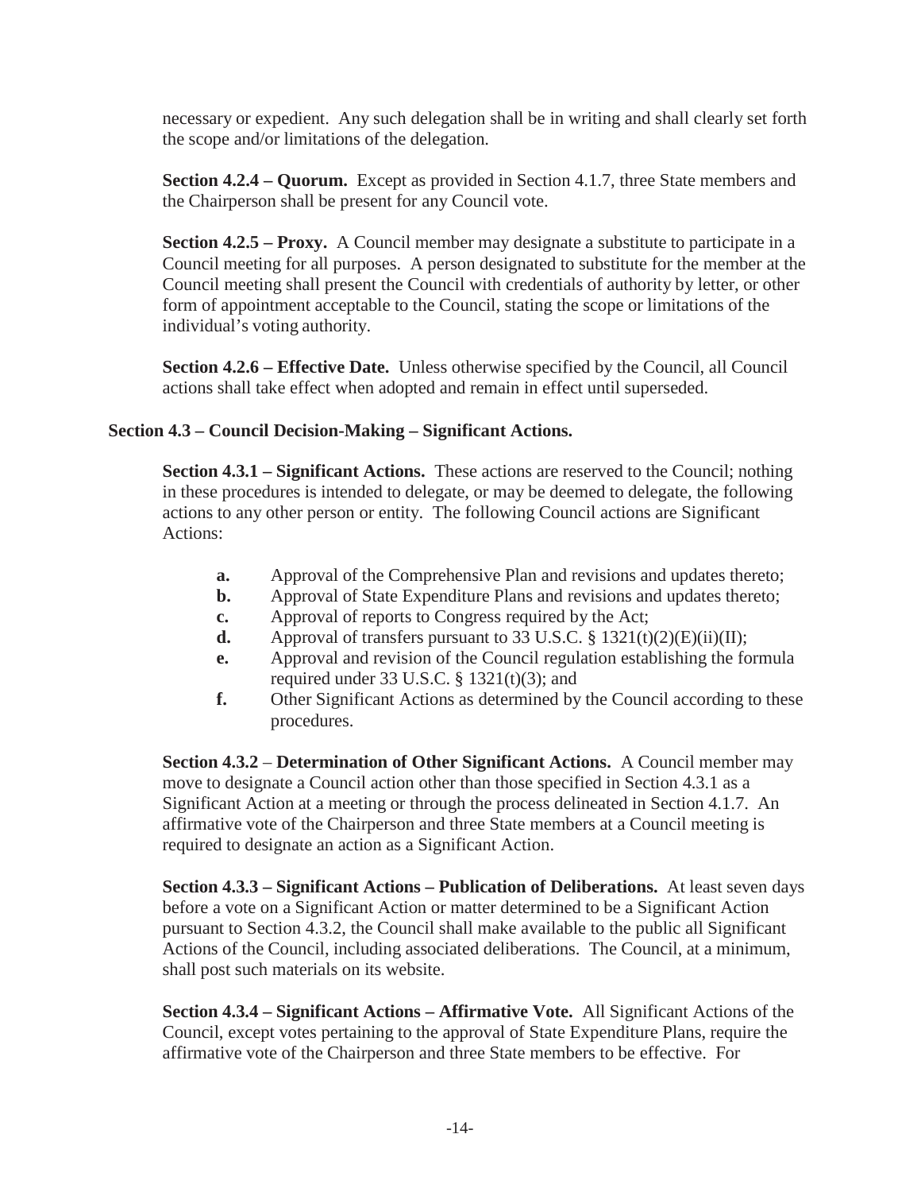necessary or expedient. Any such delegation shall be in writing and shall clearly set forth the scope and/or limitations of the delegation.

**Section 4.2.4 – Quorum.** Except as provided in Section 4.1.7, three State members and the Chairperson shall be present for any Council vote.

**Section 4.2.5 – Proxy.** A Council member may designate a substitute to participate in a Council meeting for all purposes. A person designated to substitute for the member at the Council meeting shall present the Council with credentials of authority by letter, or other form of appointment acceptable to the Council, stating the scope or limitations of the individual's voting authority.

**Section 4.2.6 – Effective Date.** Unless otherwise specified by the Council, all Council actions shall take effect when adopted and remain in effect until superseded.

**Section 4.3 – Council Decision-Making – Significant Actions.**

**Section 4.3.1 – Significant Actions.** These actions are reserved to the Council; nothing in these procedures is intended to delegate, or may be deemed to delegate, the following actions to any other person or entity. The following Council actions are Significant Actions:

- **a.** Approval of the Comprehensive Plan and revisions and updates thereto;
- **b.** Approval of State Expenditure Plans and revisions and updates thereto;
- **c.** Approval of reports to Congress required by the Act;
- **d.** Approval of transfers pursuant to 33 U.S.C. § 1321(t)(2)(E)(ii)(II);
- **e.** Approval and revision of the Council regulation establishing the formula required under 33 U.S.C. § 1321(t)(3); and
- **f.** Other Significant Actions as determined by the Council according to these procedures.

**Section 4.3.2** – **Determination of Other Significant Actions.** A Council member may move to designate a Council action other than those specified in Section 4.3.1 as a Significant Action at a meeting or through the process delineated in Section 4.1.7. An affirmative vote of the Chairperson and three State members at a Council meeting is required to designate an action as a Significant Action.

**Section 4.3.3 – Significant Actions – Publication of Deliberations.** At least seven days before a vote on a Significant Action or matter determined to be a Significant Action pursuant to Section 4.3.2, the Council shall make available to the public all Significant Actions of the Council, including associated deliberations. The Council, at a minimum, shall post such materials on its website.

**Section 4.3.4 – Significant Actions – Affirmative Vote.** All Significant Actions of the Council, except votes pertaining to the approval of State Expenditure Plans, require the affirmative vote of the Chairperson and three State members to be effective. For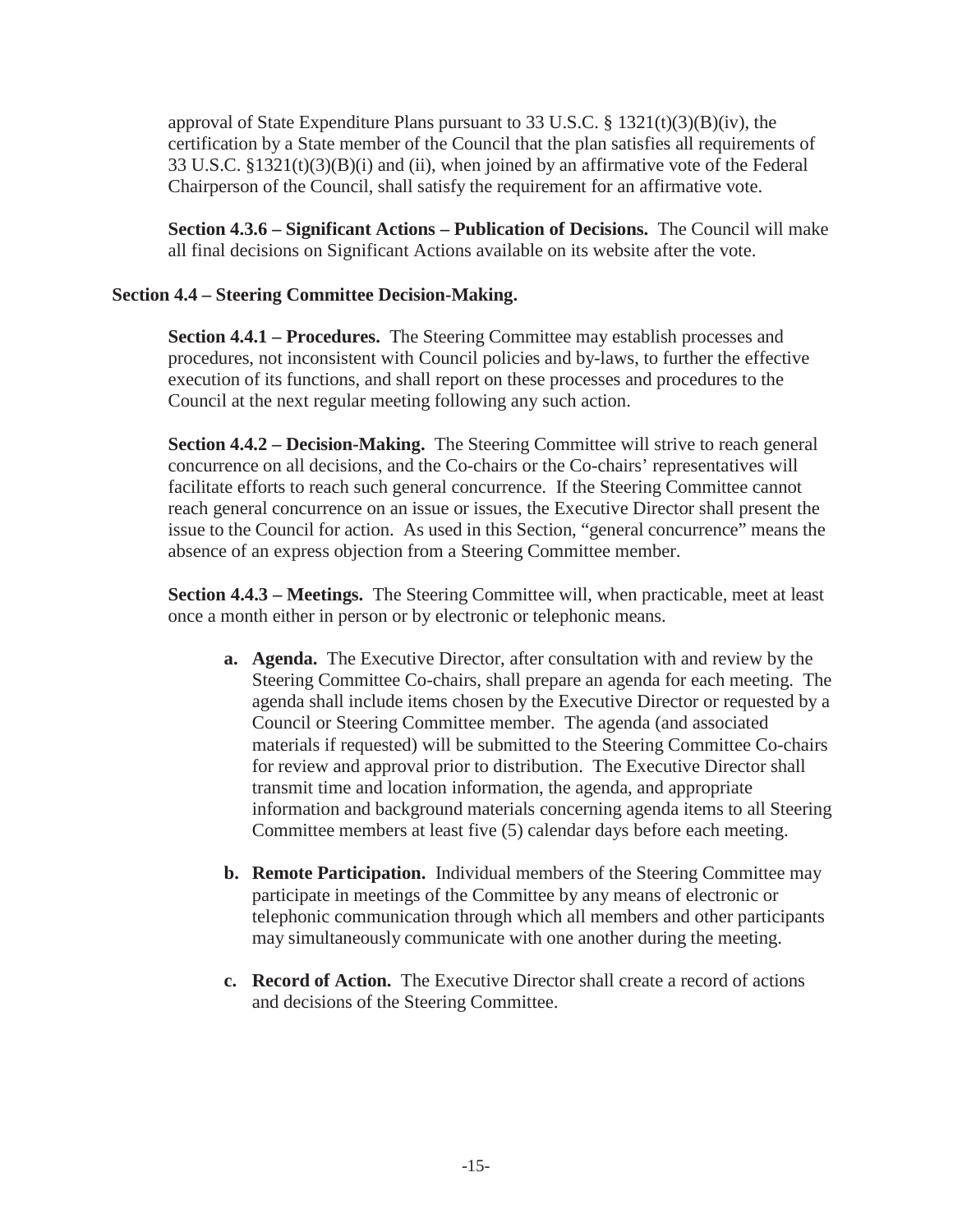approval of State Expenditure Plans pursuant to 33 U.S.C. § 1321(t)(3)(B)(iv), the certification by a State member of the Council that the plan satisfies all requirements of 33 U.S.C. §1321(t)(3)(B)(i) and (ii), when joined by an affirmative vote of the Federal Chairperson of the Council, shall satisfy the requirement for an affirmative vote.

**Section 4.3.6 – Significant Actions – Publication of Decisions.** The Council will make all final decisions on Significant Actions available on its website after the vote.

### Section 4.4 – Steering Committee Decision-Making.

**Section 4.4.1 – Procedures.** The Steering Committee may establish processes and procedures, not inconsistent with Council policies and by-laws, to further the effective execution of its functions, and shall report on these processes and procedures to the Council at the next regular meeting following any such action.

**Section 4.4.2 – Decision-Making.** The Steering Committee will strive to reach general concurrence on all decisions, and the Co-chairs or the Co-chairs' representatives will facilitate efforts to reach such general concurrence. If the Steering Committee cannot reach general concurrence on an issue or issues, the Executive Director shall present the issue to the Council for action. As used in this Section, "general concurrence" means the absence of an express objection from a Steering Committee member.

**Section 4.4.3 – Meetings.** The Steering Committee will, when practicable, meet at least once a month either in person or by electronic or telephonic means.

a. **Agenda.** The Executive Director, after consultation with and review by the Steering Committee Co-chairs, shall prepare an agenda for each meeting. The agenda shall include items chosen by the Executive Director or requested by a Council or Steering Committee member. The agenda (and associated materials if requested) will be submitted to the Steering Committee Co-chairs for review and approval prior to distribution. The Executive Director shall transmit time and location information, the agenda, and appropriate information and background materials concerning agenda items to all Steering Committee members at least five (5) calendar days before each meeting.

b. **Remote Participation.** Individual members of the Steering Committee may participate in meetings of the Committee by any means of electronic or telephonic communication through which all members and other participants may simultaneously communicate with one another during the meeting.

c. **Record of Action.** The Executive Director shall create a record of actions and decisions of the Steering Committee.